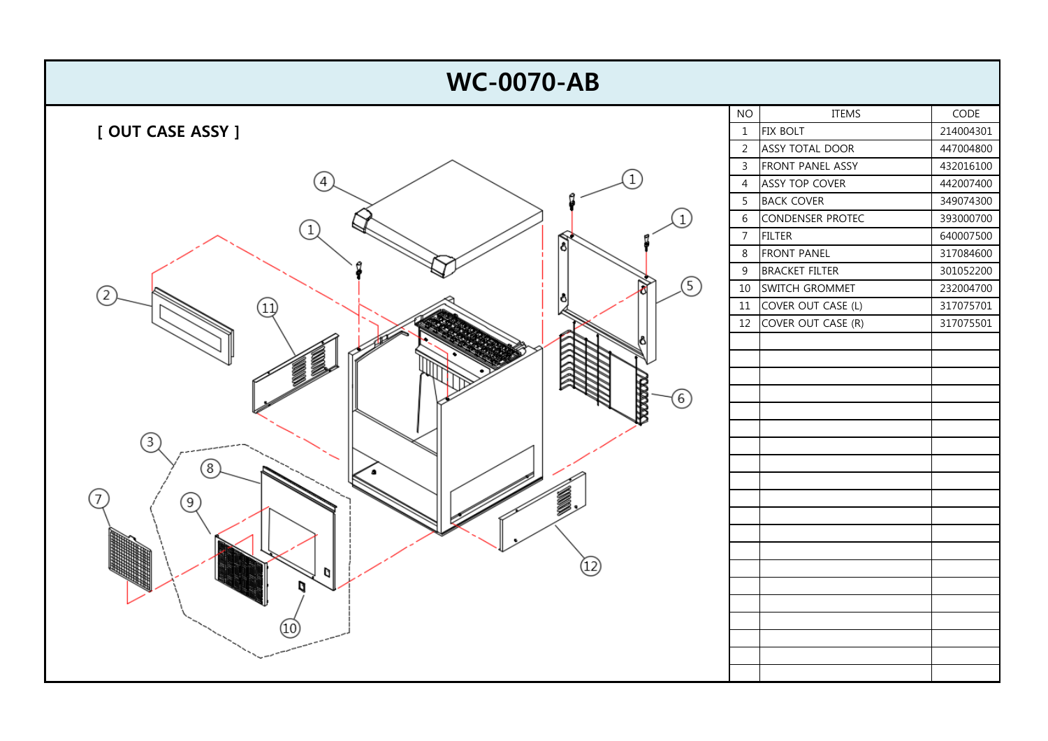# WC-0070-AB

## [ OUT CASE ASSY ]

| NO | ITEMS | CODE |
|---|---|---|
| 1 | FIX BOLT | 214004301 |
| 2 | ASSY TOTAL DOOR | 447004800 |
| 3 | FRONT PANEL ASSY | 432016100 |
| 4 | ASSY TOP COVER | 442007400 |
| 5 | BACK COVER | 349074300 |
| 6 | CONDENSER PROTEC | 393000700 |
| 7 | FILTER | 640007500 |
| 8 | FRONT PANEL | 317084600 |
| 9 | BRACKET FILTER | 301052200 |
| 10 | SWITCH GROMMET | 232004700 |
| 11 | COVER OUT CASE (L) | 317075701 |
| 12 | COVER OUT CASE (R) | 317075501 |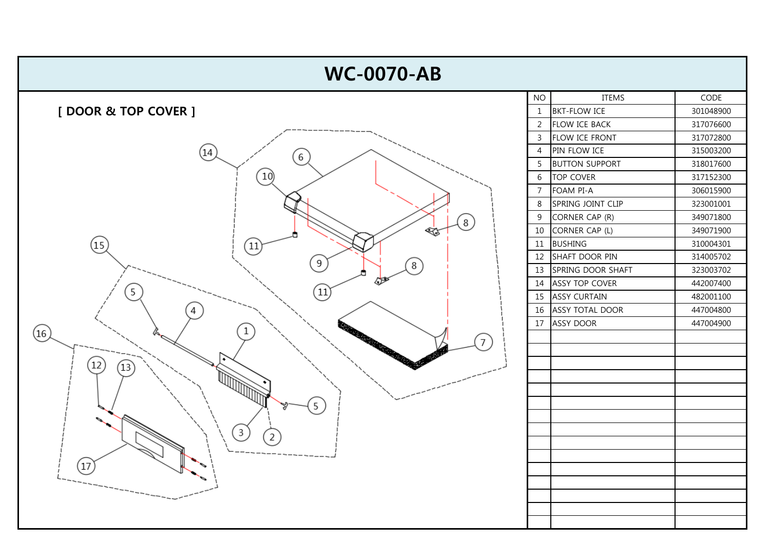# WC-0070-AB

## [ DOOR & TOP COVER ]

| NO | ITEMS | CODE |
|---|---|---|
| 1 | BKT-FLOW ICE | 301048900 |
| 2 | FLOW ICE BACK | 317076600 |
| 3 | FLOW ICE FRONT | 317072800 |
| 4 | PIN FLOW ICE | 315003200 |
| 5 | BUTTON SUPPORT | 318017600 |
| 6 | TOP COVER | 317152300 |
| 7 | FOAM PI-A | 306015900 |
| 8 | SPRING JOINT CLIP | 323001001 |
| 9 | CORNER CAP (R) | 349071800 |
| 10 | CORNER CAP (L) | 349071900 |
| 11 | BUSHING | 310004301 |
| 12 | SHAFT DOOR PIN | 314005702 |
| 13 | SPRING DOOR SHAFT | 323003702 |
| 14 | ASSY TOP COVER | 442007400 |
| 15 | ASSY CURTAIN | 482001100 |
| 16 | ASSY TOTAL DOOR | 447004800 |
| 17 | ASSY DOOR | 447004900 |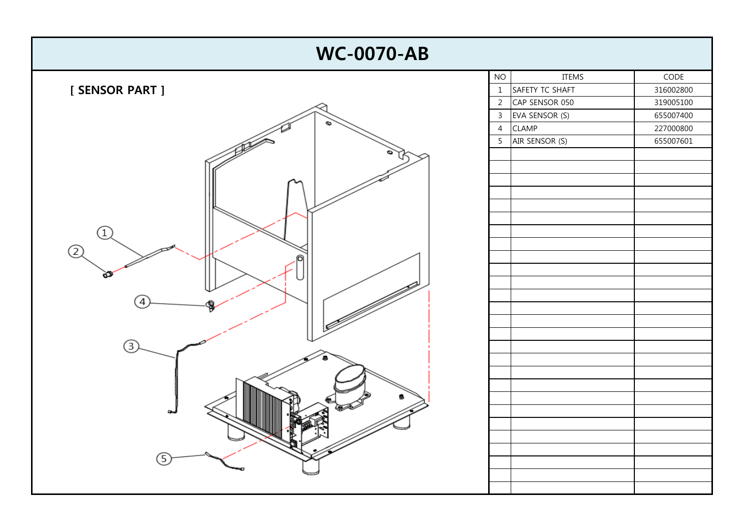# WC-0070-AB

## [ SENSOR PART ]

| NO | ITEMS | CODE |
|---|---|---|
| 1 | SAFETY TC SHAFT | 316002800 |
| 2 | CAP SENSOR 050 | 319005100 |
| 3 | EVA SENSOR (S) | 655007400 |
| 4 | CLAMP | 227000800 |
| 5 | AIR SENSOR (S) | 655007601 |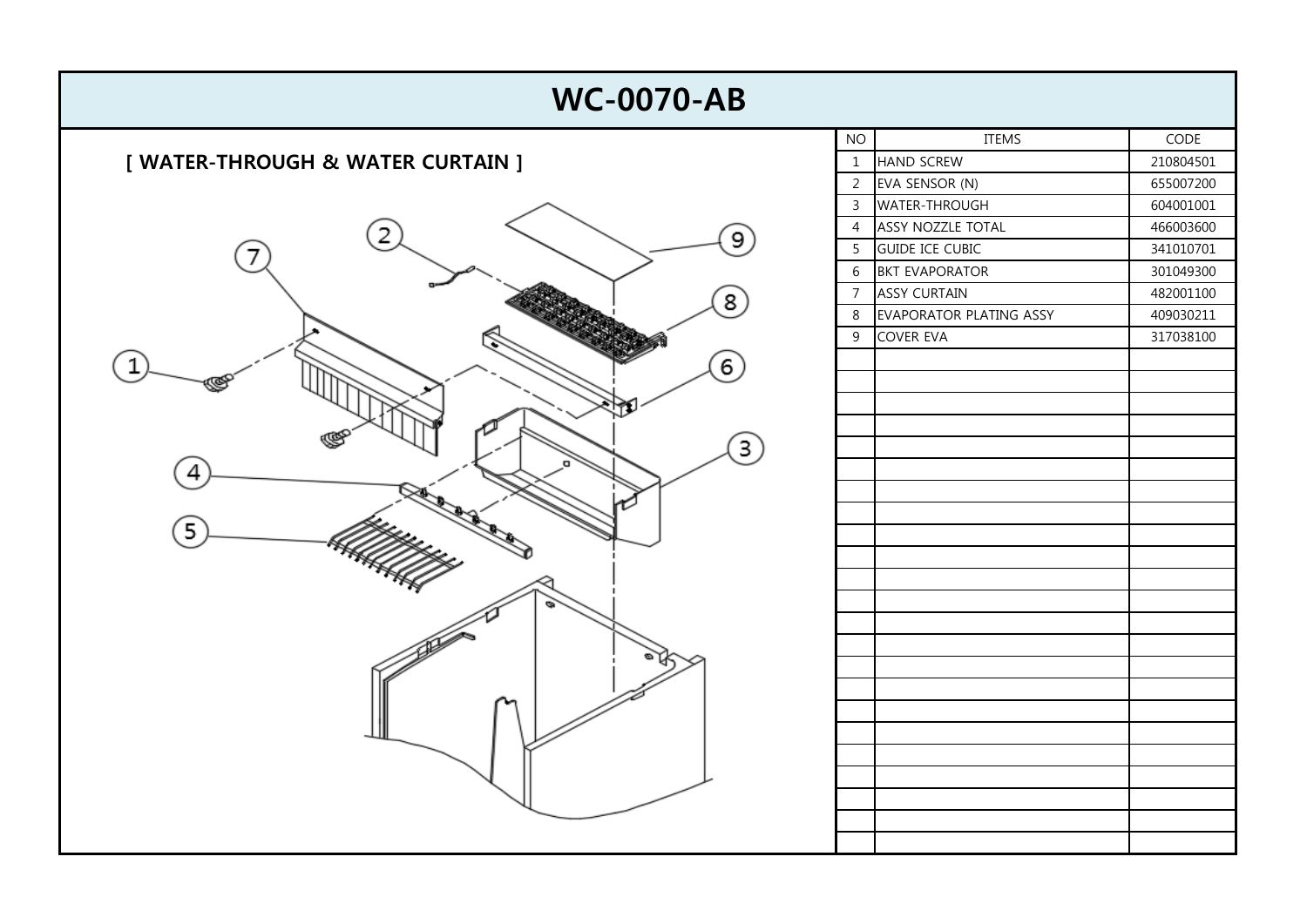# WC-0070-AB

## [ WATER-THROUGH & WATER CURTAIN ]

| NO | ITEMS | CODE |
|---|---|---|
| 1 | HAND SCREW | 210804501 |
| 2 | EVA SENSOR (N) | 655007200 |
| 3 | WATER-THROUGH | 604001001 |
| 4 | ASSY NOZZLE TOTAL | 466003600 |
| 5 | GUIDE ICE CUBIC | 341010701 |
| 6 | BKT EVAPORATOR | 301049300 |
| 7 | ASSY CURTAIN | 482001100 |
| 8 | EVAPORATOR PLATING ASSY | 409030211 |
| 9 | COVER EVA | 317038100 |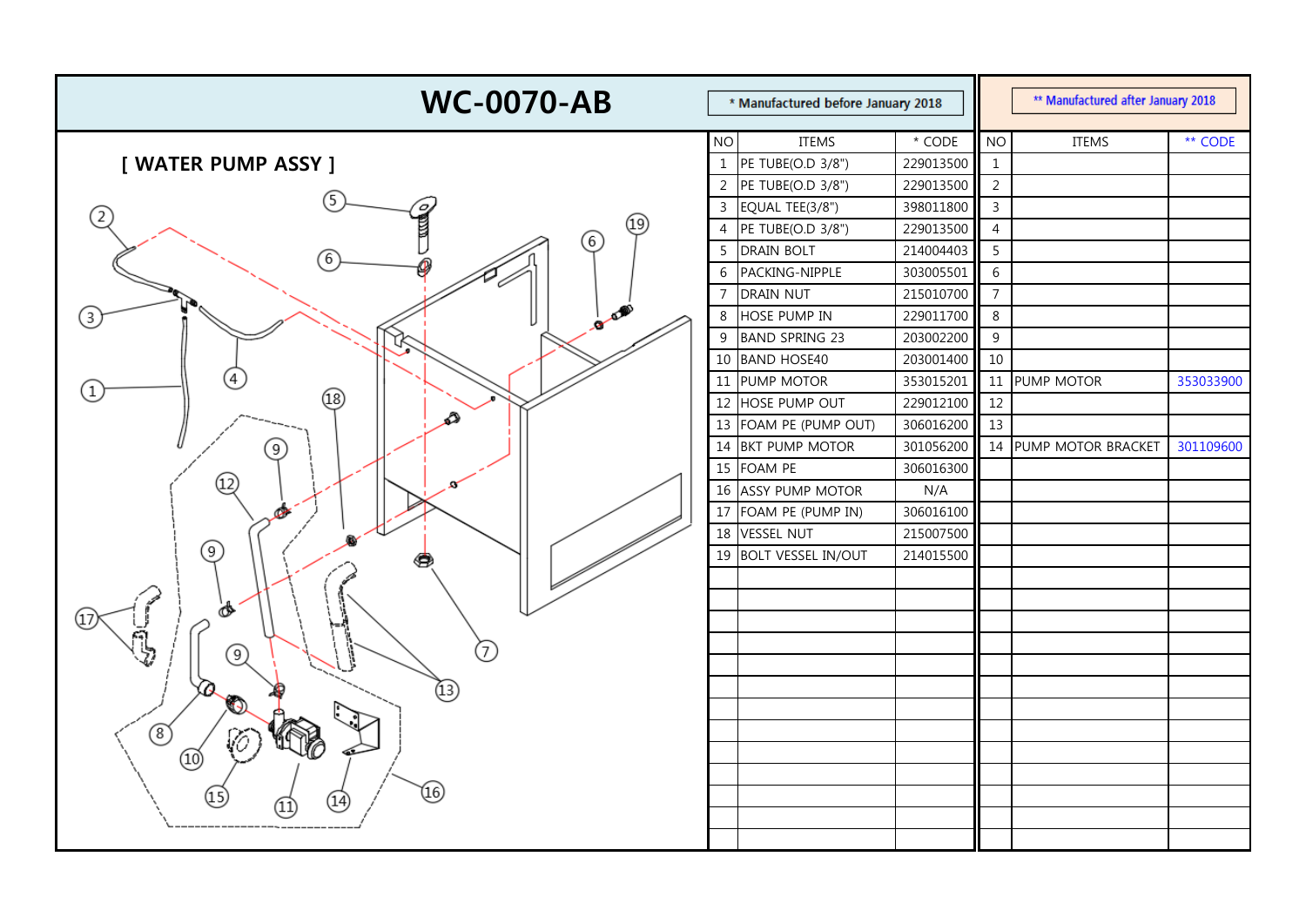# WC-0070-AB

## [ WATER PUMP ASSY ]

| * Manufactured before January 2018 | | | ** Manufactured after January 2018 | | |
|---|---|---|---|---|---|
| NO | ITEMS | * CODE | NO | ITEMS | ** CODE |
| 1 | PE TUBE(O.D 3/8") | 229013500 | 1 | | |
| 2 | PE TUBE(O.D 3/8") | 229013500 | 2 | | |
| 3 | EQUAL TEE(3/8") | 398011800 | 3 | | |
| 4 | PE TUBE(O.D 3/8") | 229013500 | 4 | | |
| 5 | DRAIN BOLT | 214004403 | 5 | | |
| 6 | PACKING-NIPPLE | 303005501 | 6 | | |
| 7 | DRAIN NUT | 215010700 | 7 | | |
| 8 | HOSE PUMP IN | 229011700 | 8 | | |
| 9 | BAND SPRING 23 | 203002200 | 9 | | |
| 10 | BAND HOSE40 | 203001400 | 10 | | |
| 11 | PUMP MOTOR | 353015201 | 11 | PUMP MOTOR | 353033900 |
| 12 | HOSE PUMP OUT | 229012100 | 12 | | |
| 13 | FOAM PE (PUMP OUT) | 306016200 | 13 | | |
| 14 | BKT PUMP MOTOR | 301056200 | 14 | PUMP MOTOR BRACKET | 301109600 |
| 15 | FOAM PE | 306016300 | | | |
| 16 | ASSY PUMP MOTOR | N/A | | | |
| 17 | FOAM PE (PUMP IN) | 306016100 | | | |
| 18 | VESSEL NUT | 215007500 | | | |
| 19 | BOLT VESSEL IN/OUT | 214015500 | | | |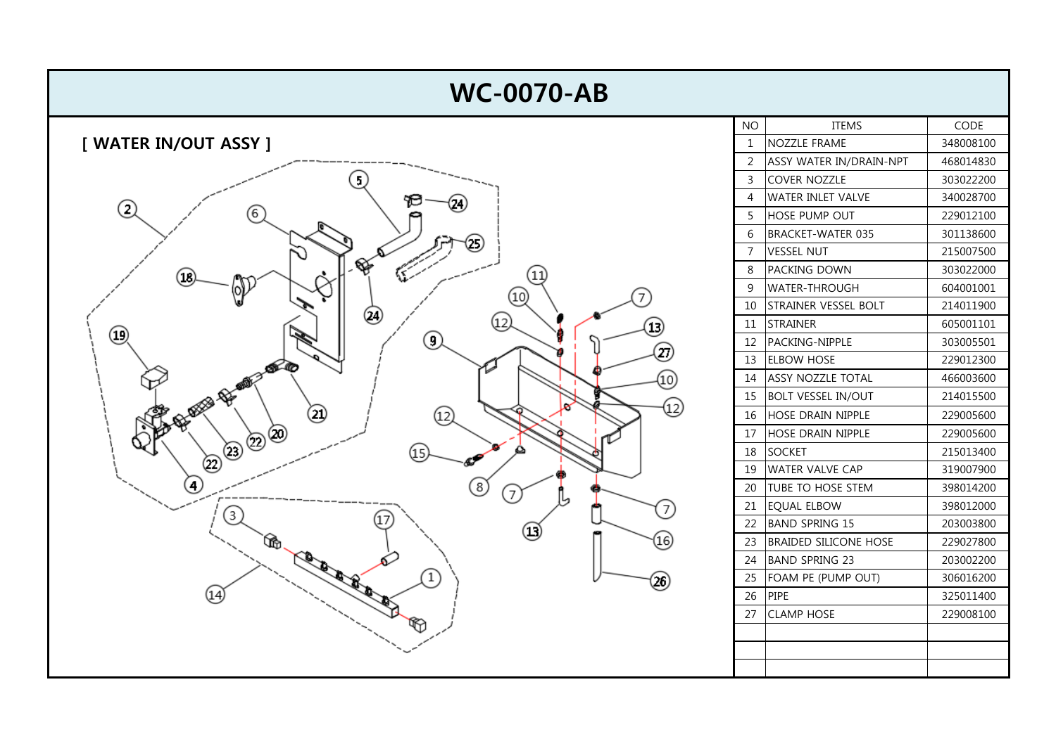# WC-0070-AB

## [ WATER IN/OUT ASSY ]

| NO | ITEMS | CODE |
|---|---|---|
| 1 | NOZZLE FRAME | 348008100 |
| 2 | ASSY WATER IN/DRAIN-NPT | 468014830 |
| 3 | COVER NOZZLE | 303022200 |
| 4 | WATER INLET VALVE | 340028700 |
| 5 | HOSE PUMP OUT | 229012100 |
| 6 | BRACKET-WATER 035 | 301138600 |
| 7 | VESSEL NUT | 215007500 |
| 8 | PACKING DOWN | 303022000 |
| 9 | WATER-THROUGH | 604001001 |
| 10 | STRAINER VESSEL BOLT | 214011900 |
| 11 | STRAINER | 605001101 |
| 12 | PACKING-NIPPLE | 303005501 |
| 13 | ELBOW HOSE | 229012300 |
| 14 | ASSY NOZZLE TOTAL | 466003600 |
| 15 | BOLT VESSEL IN/OUT | 214015500 |
| 16 | HOSE DRAIN NIPPLE | 229005600 |
| 17 | HOSE DRAIN NIPPLE | 229005600 |
| 18 | SOCKET | 215013400 |
| 19 | WATER VALVE CAP | 319007900 |
| 20 | TUBE TO HOSE STEM | 398014200 |
| 21 | EQUAL ELBOW | 398012000 |
| 22 | BAND SPRING 15 | 203003800 |
| 23 | BRAIDED SILICONE HOSE | 229027800 |
| 24 | BAND SPRING 23 | 203002200 |
| 25 | FOAM PE (PUMP OUT) | 306016200 |
| 26 | PIPE | 325011400 |
| 27 | CLAMP HOSE | 229008100 |
| | | |
| | | |
| | | |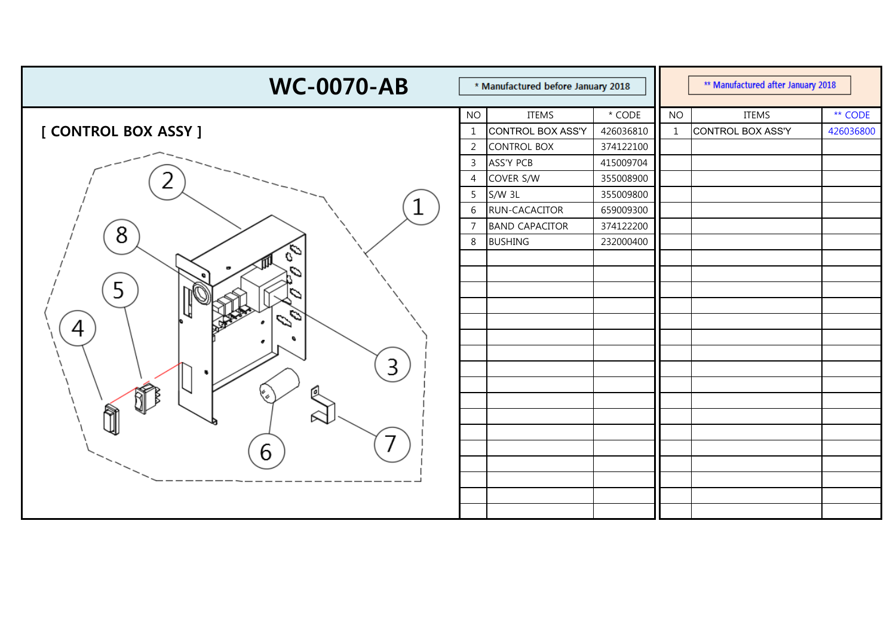# WC-0070-AB

## [ CONTROL BOX ASSY ]

| NO | ITEMS | * CODE |
|---|---|---|
| 1 | CONTROL BOX ASS'Y | 426036810 |
| 2 | CONTROL BOX | 374122100 |
| 3 | ASS'Y PCB | 415009704 |
| 4 | COVER S/W | 355008900 |
| 5 | S/W 3L | 355009800 |
| 6 | RUN-CACACITOR | 659009300 |
| 7 | BAND CAPACITOR | 374122200 |
| 8 | BUSHING | 232000400 |

* Manufactured before January 2018

| NO | ITEMS | ** CODE |
|---|---|---|
| 1 | CONTROL BOX ASS'Y | 426036800 |

** Manufactured after January 2018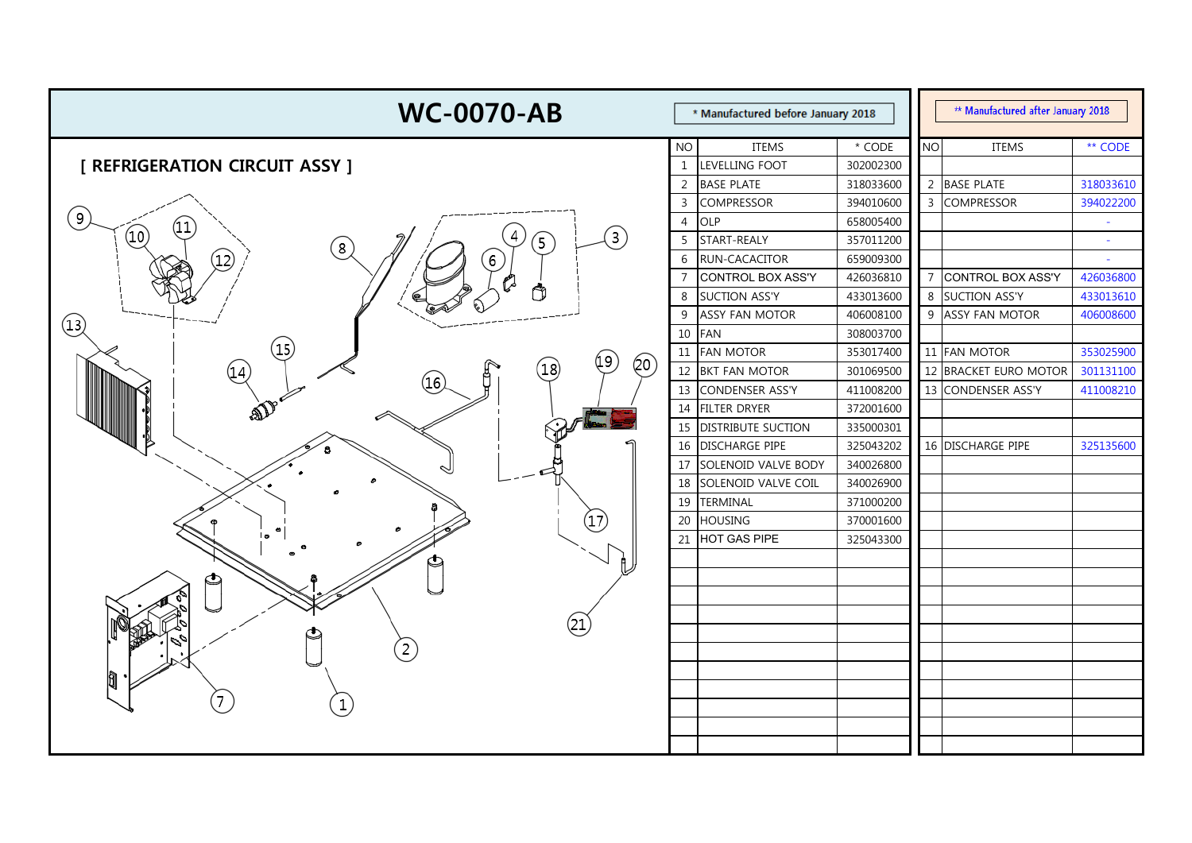# WC-0070-AB

## [ REFRIGERATION CIRCUIT ASSY ]

9 10 11 12 8 4 5 6 3 13 15 14 16 18 19 20 17 21 2 7 1

* Manufactured before January 2018

| NO | ITEMS | * CODE |
|---|---|---|
| 1 | LEVELLING FOOT | 302002300 |
| 2 | BASE PLATE | 318033600 |
| 3 | COMPRESSOR | 394010600 |
| 4 | OLP | 658005400 |
| 5 | START-REALY | 357011200 |
| 6 | RUN-CACACITOR | 659009300 |
| 7 | CONTROL BOX ASS'Y | 426036810 |
| 8 | SUCTION ASS'Y | 433013600 |
| 9 | ASSY FAN MOTOR | 406008100 |
| 10 | FAN | 308003700 |
| 11 | FAN MOTOR | 353017400 |
| 12 | BKT FAN MOTOR | 301069500 |
| 13 | CONDENSER ASS'Y | 411008200 |
| 14 | FILTER DRYER | 372001600 |
| 15 | DISTRIBUTE SUCTION | 335000301 |
| 16 | DISCHARGE PIPE | 325043202 |
| 17 | SOLENOID VALVE BODY | 340026800 |
| 18 | SOLENOID VALVE COIL | 340026900 |
| 19 | TERMINAL | 371000200 |
| 20 | HOUSING | 370001600 |
| 21 | HOT GAS PIPE | 325043300 |

** Manufactured after January 2018

| NO | ITEMS | ** CODE |
|---|---|---|
| | | |
| 2 | BASE PLATE | 318033610 |
| 3 | COMPRESSOR | 394022200 |
| | | - |
| | | - |
| | | - |
| 7 | CONTROL BOX ASS'Y | 426036800 |
| 8 | SUCTION ASS'Y | 433013610 |
| 9 | ASSY FAN MOTOR | 406008600 |
| | | |
| 11 | FAN MOTOR | 353025900 |
| 12 | BRACKET EURO MOTOR | 301131100 |
| 13 | CONDENSER ASS'Y | 411008210 |
| | | |
| | | |
| 16 | DISCHARGE PIPE | 325135600 |